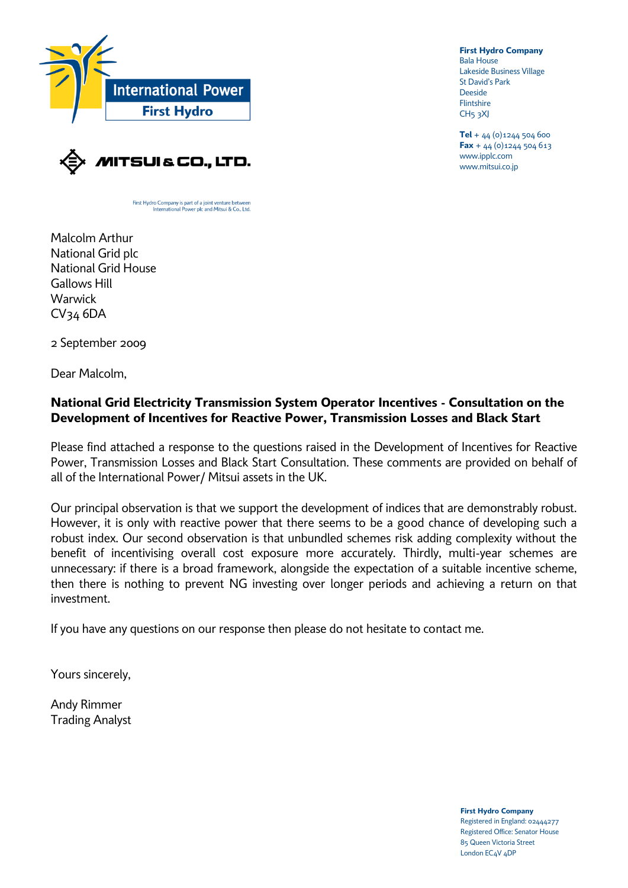International Power
First Hydro

MITSUI & CO., LTD.

First Hydro Company is part of a joint venture between International Power plc and Mitsui & Co., Ltd.

**First Hydro Company**
Bala House
Lakeside Business Village
St David's Park
Deeside
Flintshire
CH5 3XJ

**Tel** + 44 (0)1244 504 600
**Fax** + 44 (0)1244 504 613
www.ipplc.com
www.mitsui.co.jp

Malcolm Arthur
National Grid plc
National Grid House
Gallows Hill
Warwick
CV34 6DA

2 September 2009

Dear Malcolm,

**National Grid Electricity Transmission System Operator Incentives - Consultation on the Development of Incentives for Reactive Power, Transmission Losses and Black Start**

Please find attached a response to the questions raised in the Development of Incentives for Reactive Power, Transmission Losses and Black Start Consultation. These comments are provided on behalf of all of the International Power/ Mitsui assets in the UK.

Our principal observation is that we support the development of indices that are demonstrably robust. However, it is only with reactive power that there seems to be a good chance of developing such a robust index. Our second observation is that unbundled schemes risk adding complexity without the benefit of incentivising overall cost exposure more accurately. Thirdly, multi-year schemes are unnecessary: if there is a broad framework, alongside the expectation of a suitable incentive scheme, then there is nothing to prevent NG investing over longer periods and achieving a return on that investment.

If you have any questions on our response then please do not hesitate to contact me.

Yours sincerely,

Andy Rimmer
Trading Analyst

**First Hydro Company**
Registered in England: 02444277
Registered Office: Senator House
85 Queen Victoria Street
London EC4V 4DP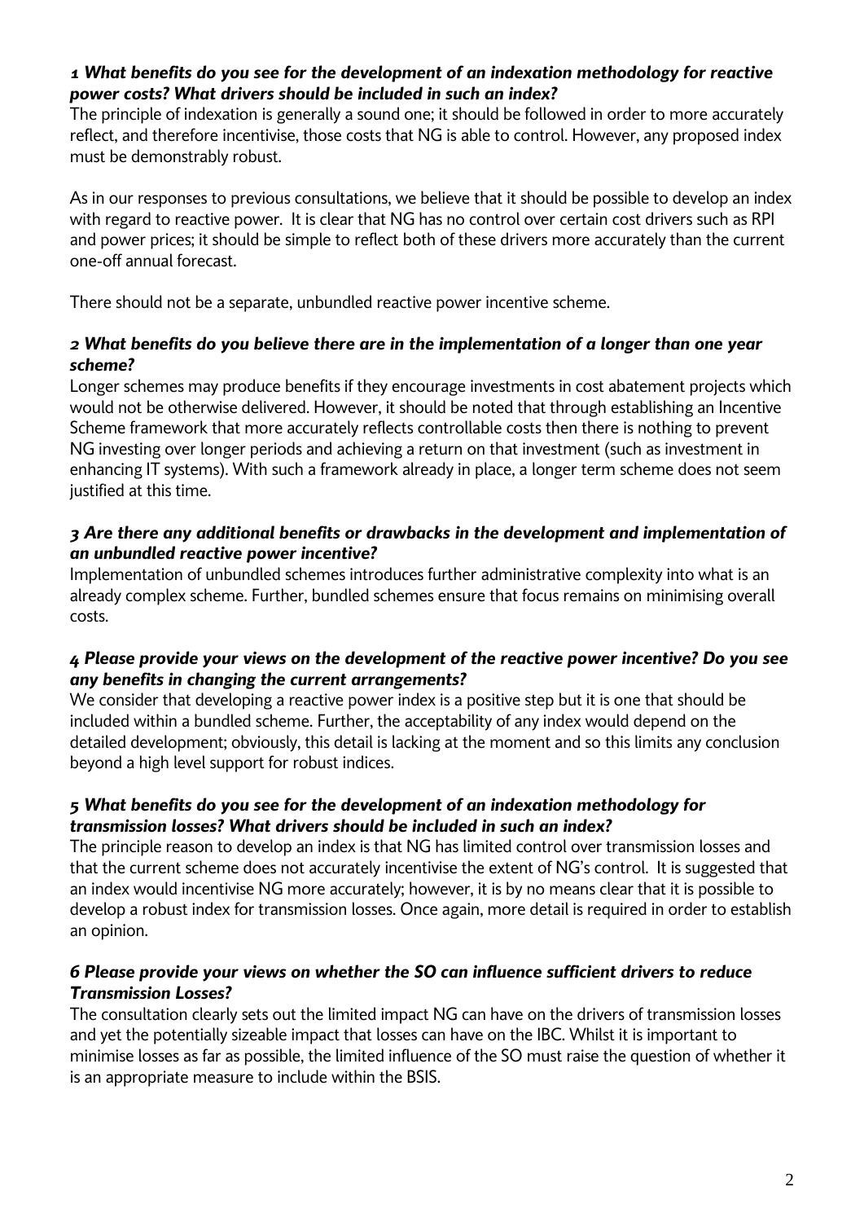***1 What benefits do you see for the development of an indexation methodology for reactive power costs? What drivers should be included in such an index?***

The principle of indexation is generally a sound one; it should be followed in order to more accurately reflect, and therefore incentivise, those costs that NG is able to control. However, any proposed index must be demonstrably robust.

As in our responses to previous consultations, we believe that it should be possible to develop an index with regard to reactive power. It is clear that NG has no control over certain cost drivers such as RPI and power prices; it should be simple to reflect both of these drivers more accurately than the current one-off annual forecast.

There should not be a separate, unbundled reactive power incentive scheme.

***2 What benefits do you believe there are in the implementation of a longer than one year scheme?***

Longer schemes may produce benefits if they encourage investments in cost abatement projects which would not be otherwise delivered. However, it should be noted that through establishing an Incentive Scheme framework that more accurately reflects controllable costs then there is nothing to prevent NG investing over longer periods and achieving a return on that investment (such as investment in enhancing IT systems). With such a framework already in place, a longer term scheme does not seem justified at this time.

***3 Are there any additional benefits or drawbacks in the development and implementation of an unbundled reactive power incentive?***

Implementation of unbundled schemes introduces further administrative complexity into what is an already complex scheme. Further, bundled schemes ensure that focus remains on minimising overall costs.

***4 Please provide your views on the development of the reactive power incentive? Do you see any benefits in changing the current arrangements?***

We consider that developing a reactive power index is a positive step but it is one that should be included within a bundled scheme. Further, the acceptability of any index would depend on the detailed development; obviously, this detail is lacking at the moment and so this limits any conclusion beyond a high level support for robust indices.

***5 What benefits do you see for the development of an indexation methodology for transmission losses? What drivers should be included in such an index?***

The principle reason to develop an index is that NG has limited control over transmission losses and that the current scheme does not accurately incentivise the extent of NG's control. It is suggested that an index would incentivise NG more accurately; however, it is by no means clear that it is possible to develop a robust index for transmission losses. Once again, more detail is required in order to establish an opinion.

***6 Please provide your views on whether the SO can influence sufficient drivers to reduce Transmission Losses?***

The consultation clearly sets out the limited impact NG can have on the drivers of transmission losses and yet the potentially sizeable impact that losses can have on the IBC. Whilst it is important to minimise losses as far as possible, the limited influence of the SO must raise the question of whether it is an appropriate measure to include within the BSIS.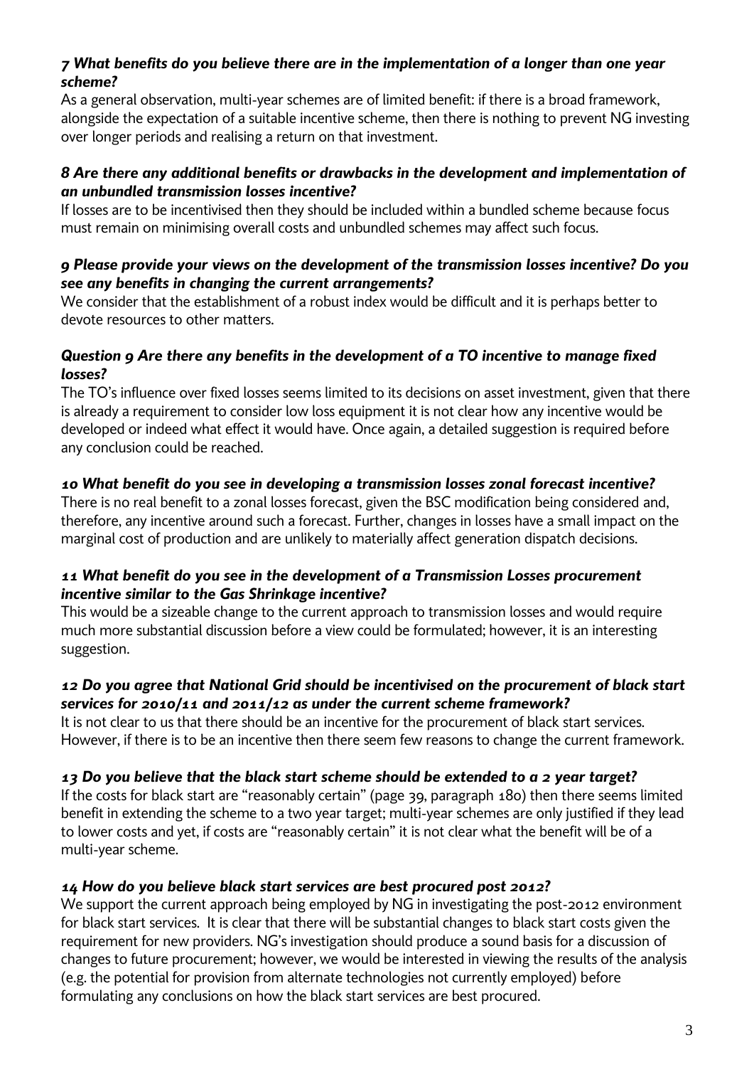### *7 What benefits do you believe there are in the implementation of a longer than one year scheme?*

As a general observation, multi-year schemes are of limited benefit: if there is a broad framework, alongside the expectation of a suitable incentive scheme, then there is nothing to prevent NG investing over longer periods and realising a return on that investment.

### *8 Are there any additional benefits or drawbacks in the development and implementation of an unbundled transmission losses incentive?*

If losses are to be incentivised then they should be included within a bundled scheme because focus must remain on minimising overall costs and unbundled schemes may affect such focus.

### *9 Please provide your views on the development of the transmission losses incentive? Do you see any benefits in changing the current arrangements?*

We consider that the establishment of a robust index would be difficult and it is perhaps better to devote resources to other matters.

### *Question 9 Are there any benefits in the development of a TO incentive to manage fixed losses?*

The TO's influence over fixed losses seems limited to its decisions on asset investment, given that there is already a requirement to consider low loss equipment it is not clear how any incentive would be developed or indeed what effect it would have. Once again, a detailed suggestion is required before any conclusion could be reached.

### *10 What benefit do you see in developing a transmission losses zonal forecast incentive?*

There is no real benefit to a zonal losses forecast, given the BSC modification being considered and, therefore, any incentive around such a forecast. Further, changes in losses have a small impact on the marginal cost of production and are unlikely to materially affect generation dispatch decisions.

### *11 What benefit do you see in the development of a Transmission Losses procurement incentive similar to the Gas Shrinkage incentive?*

This would be a sizeable change to the current approach to transmission losses and would require much more substantial discussion before a view could be formulated; however, it is an interesting suggestion.

### *12 Do you agree that National Grid should be incentivised on the procurement of black start services for 2010/11 and 2011/12 as under the current scheme framework?*

It is not clear to us that there should be an incentive for the procurement of black start services. However, if there is to be an incentive then there seem few reasons to change the current framework.

### *13 Do you believe that the black start scheme should be extended to a 2 year target?*

If the costs for black start are "reasonably certain" (page 39, paragraph 180) then there seems limited benefit in extending the scheme to a two year target; multi-year schemes are only justified if they lead to lower costs and yet, if costs are "reasonably certain" it is not clear what the benefit will be of a multi-year scheme.

### *14 How do you believe black start services are best procured post 2012?*

We support the current approach being employed by NG in investigating the post-2012 environment for black start services. It is clear that there will be substantial changes to black start costs given the requirement for new providers. NG's investigation should produce a sound basis for a discussion of changes to future procurement; however, we would be interested in viewing the results of the analysis (e.g. the potential for provision from alternate technologies not currently employed) before formulating any conclusions on how the black start services are best procured.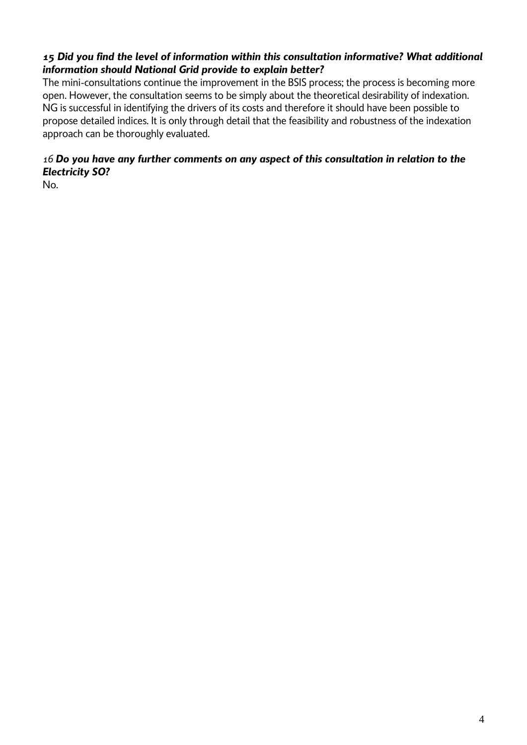***15 Did you find the level of information within this consultation informative? What additional information should National Grid provide to explain better?***

The mini-consultations continue the improvement in the BSIS process; the process is becoming more open. However, the consultation seems to be simply about the theoretical desirability of indexation. NG is successful in identifying the drivers of its costs and therefore it should have been possible to propose detailed indices. It is only through detail that the feasibility and robustness of the indexation approach can be thoroughly evaluated.

*16* ***Do you have any further comments on any aspect of this consultation in relation to the Electricity SO?***

No.